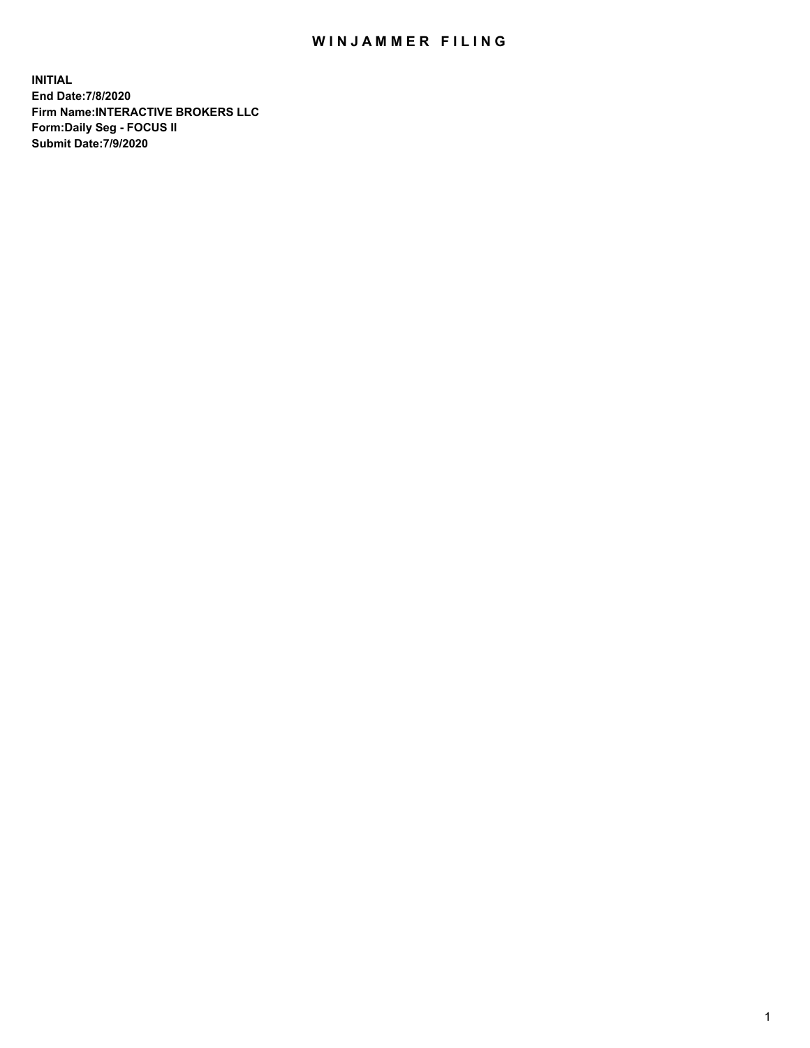# WINJAMMER FILING

**INITIAL**
**End Date:7/8/2020**
**Firm Name:INTERACTIVE BROKERS LLC**
**Form:Daily Seg - FOCUS II**
**Submit Date:7/9/2020**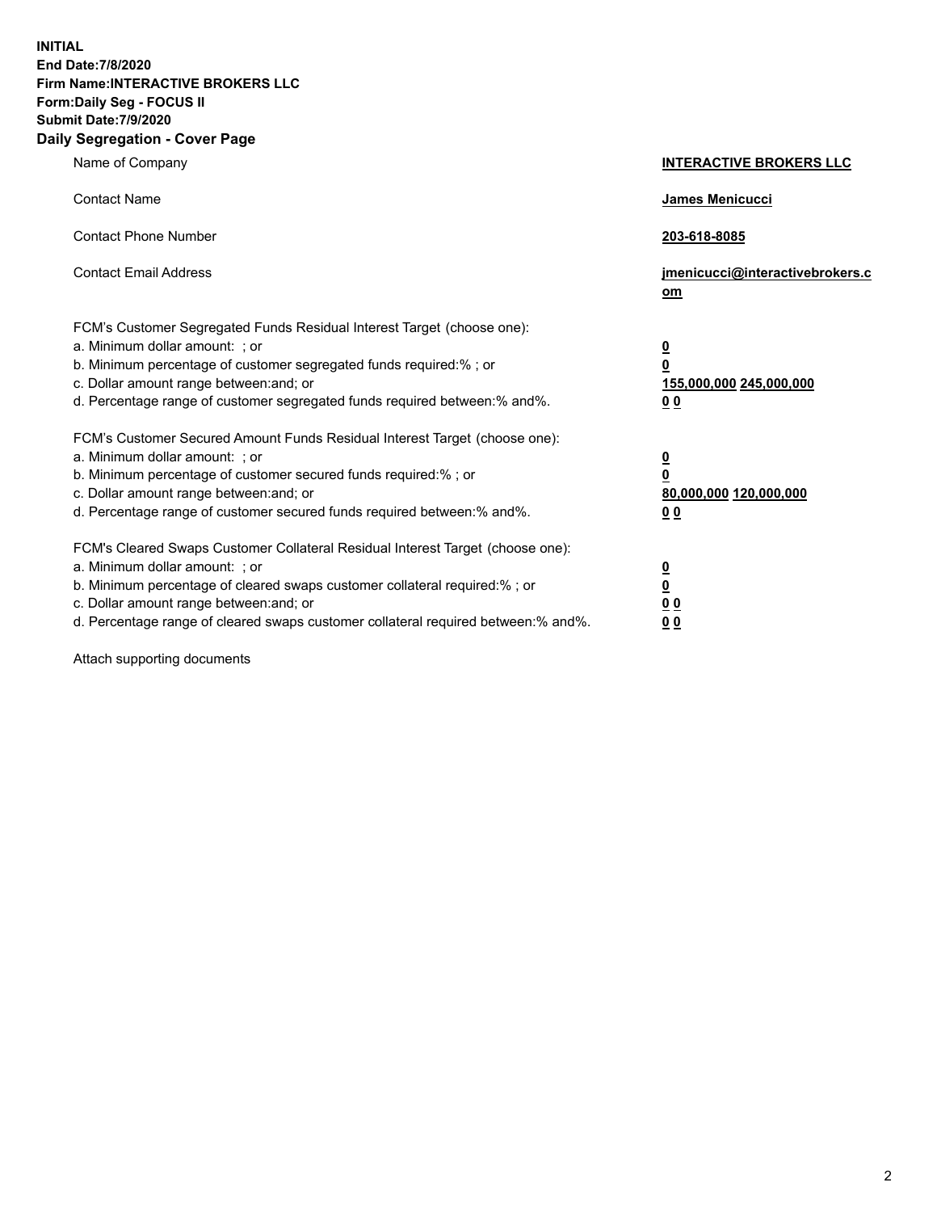**INITIAL**
**End Date:7/8/2020**
**Firm Name:INTERACTIVE BROKERS LLC**
**Form:Daily Seg - FOCUS II**
**Submit Date:7/9/2020**

## Daily Segregation - Cover Page

| | |
|---|---|
| Name of Company | **INTERACTIVE BROKERS LLC** |
| Contact Name | **James Menicucci** |
| Contact Phone Number | **203-618-8085** |
| Contact Email Address | **jmenicucci@interactivebrokers.com** |
| FCM's Customer Segregated Funds Residual Interest Target (choose one): | |
| a. Minimum dollar amount: ; or | **0** |
| b. Minimum percentage of customer segregated funds required:% ; or | **0** |
| c. Dollar amount range between:and; or | **155,000,000 245,000,000** |
| d. Percentage range of customer segregated funds required between:% and%. | **0 0** |
| FCM's Customer Secured Amount Funds Residual Interest Target (choose one): | |
| a. Minimum dollar amount: ; or | **0** |
| b. Minimum percentage of customer secured funds required:% ; or | **0** |
| c. Dollar amount range between:and; or | **80,000,000 120,000,000** |
| d. Percentage range of customer secured funds required between:% and%. | **0 0** |
| FCM's Cleared Swaps Customer Collateral Residual Interest Target (choose one): | |
| a. Minimum dollar amount: ; or | **0** |
| b. Minimum percentage of cleared swaps customer collateral required:% ; or | **0** |
| c. Dollar amount range between:and; or | **0 0** |
| d. Percentage range of cleared swaps customer collateral required between:% and%. | **0 0** |

Attach supporting documents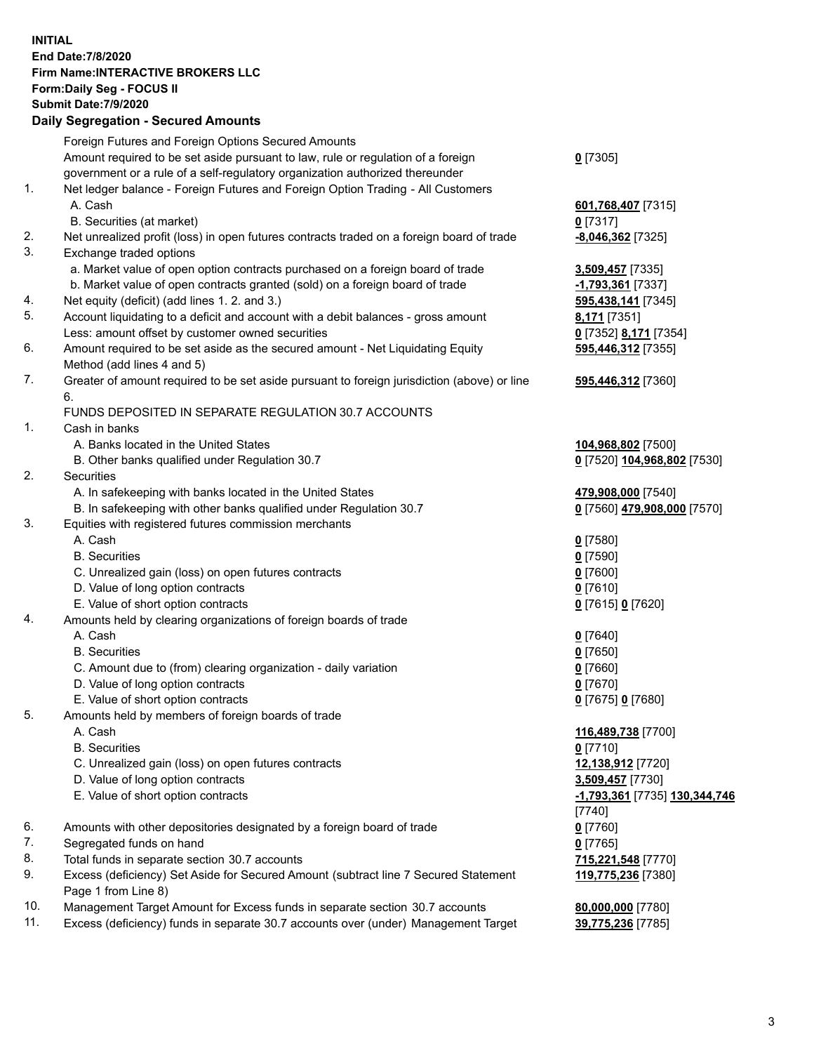**INITIAL**
**End Date:7/8/2020**
**Firm Name:INTERACTIVE BROKERS LLC**
**Form:Daily Seg - FOCUS II**
**Submit Date:7/9/2020**

## Daily Segregation - Secured Amounts

| | | |
|---|---|---|
| | Foreign Futures and Foreign Options Secured Amounts | |
| | Amount required to be set aside pursuant to law, rule or regulation of a foreign government or a rule of a self-regulatory organization authorized thereunder | **0** [7305] |
| 1. | Net ledger balance - Foreign Futures and Foreign Option Trading - All Customers | |
| | A. Cash | **601,768,407** [7315] |
| | B. Securities (at market) | **0** [7317] |
| 2. | Net unrealized profit (loss) in open futures contracts traded on a foreign board of trade | **-8,046,362** [7325] |
| 3. | Exchange traded options | |
| | a. Market value of open option contracts purchased on a foreign board of trade | **3,509,457** [7335] |
| | b. Market value of open contracts granted (sold) on a foreign board of trade | **-1,793,361** [7337] |
| 4. | Net equity (deficit) (add lines 1. 2. and 3.) | **595,438,141** [7345] |
| 5. | Account liquidating to a deficit and account with a debit balances - gross amount | **8,171** [7351] |
| | Less: amount offset by customer owned securities | **0** [7352] **8,171** [7354] |
| 6. | Amount required to be set aside as the secured amount - Net Liquidating Equity Method (add lines 4 and 5) | **595,446,312** [7355] |
| 7. | Greater of amount required to be set aside pursuant to foreign jurisdiction (above) or line 6. | **595,446,312** [7360] |
| | FUNDS DEPOSITED IN SEPARATE REGULATION 30.7 ACCOUNTS | |
| 1. | Cash in banks | |
| | A. Banks located in the United States | **104,968,802** [7500] |
| | B. Other banks qualified under Regulation 30.7 | **0** [7520] **104,968,802** [7530] |
| 2. | Securities | |
| | A. In safekeeping with banks located in the United States | **479,908,000** [7540] |
| | B. In safekeeping with other banks qualified under Regulation 30.7 | **0** [7560] **479,908,000** [7570] |
| 3. | Equities with registered futures commission merchants | |
| | A. Cash | **0** [7580] |
| | B. Securities | **0** [7590] |
| | C. Unrealized gain (loss) on open futures contracts | **0** [7600] |
| | D. Value of long option contracts | **0** [7610] |
| | E. Value of short option contracts | **0** [7615] **0** [7620] |
| 4. | Amounts held by clearing organizations of foreign boards of trade | |
| | A. Cash | **0** [7640] |
| | B. Securities | **0** [7650] |
| | C. Amount due to (from) clearing organization - daily variation | **0** [7660] |
| | D. Value of long option contracts | **0** [7670] |
| | E. Value of short option contracts | **0** [7675] **0** [7680] |
| 5. | Amounts held by members of foreign boards of trade | |
| | A. Cash | **116,489,738** [7700] |
| | B. Securities | **0** [7710] |
| | C. Unrealized gain (loss) on open futures contracts | **12,138,912** [7720] |
| | D. Value of long option contracts | **3,509,457** [7730] |
| | E. Value of short option contracts | **-1,793,361** [7735] **130,344,746** [7740] |
| 6. | Amounts with other depositories designated by a foreign board of trade | **0** [7760] |
| 7. | Segregated funds on hand | **0** [7765] |
| 8. | Total funds in separate section 30.7 accounts | **715,221,548** [7770] |
| 9. | Excess (deficiency) Set Aside for Secured Amount (subtract line 7 Secured Statement Page 1 from Line 8) | **119,775,236** [7380] |
| 10. | Management Target Amount for Excess funds in separate section 30.7 accounts | **80,000,000** [7780] |
| 11. | Excess (deficiency) funds in separate 30.7 accounts over (under) Management Target | **39,775,236** [7785] |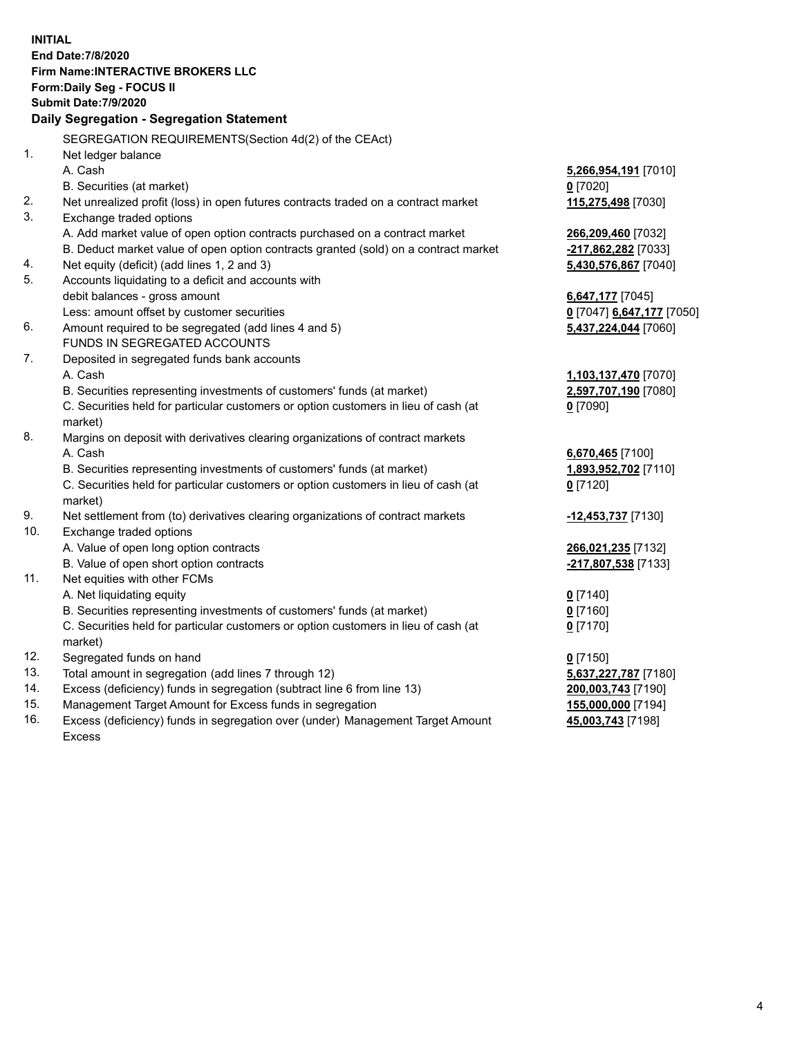**INITIAL**
**End Date:7/8/2020**
**Firm Name:INTERACTIVE BROKERS LLC**
**Form:Daily Seg - FOCUS II**
**Submit Date:7/9/2020**

## Daily Segregation - Segregation Statement

| | | |
|---|---|---|
| | SEGREGATION REQUIREMENTS(Section 4d(2) of the CEAct) | |
| 1. | Net ledger balance | |
| | A. Cash | **5,266,954,191** [7010] |
| | B. Securities (at market) | **0** [7020] |
| 2. | Net unrealized profit (loss) in open futures contracts traded on a contract market | **115,275,498** [7030] |
| 3. | Exchange traded options | |
| | A. Add market value of open option contracts purchased on a contract market | **266,209,460** [7032] |
| | B. Deduct market value of open option contracts granted (sold) on a contract market | **-217,862,282** [7033] |
| 4. | Net equity (deficit) (add lines 1, 2 and 3) | **5,430,576,867** [7040] |
| 5. | Accounts liquidating to a deficit and accounts with debit balances - gross amount | **6,647,177** [7045] |
| | Less: amount offset by customer securities | **0** [7047] **6,647,177** [7050] |
| 6. | Amount required to be segregated (add lines 4 and 5) | **5,437,224,044** [7060] |
| | FUNDS IN SEGREGATED ACCOUNTS | |
| 7. | Deposited in segregated funds bank accounts | |
| | A. Cash | **1,103,137,470** [7070] |
| | B. Securities representing investments of customers' funds (at market) | **2,597,707,190** [7080] |
| | C. Securities held for particular customers or option customers in lieu of cash (at market) | **0** [7090] |
| 8. | Margins on deposit with derivatives clearing organizations of contract markets | |
| | A. Cash | **6,670,465** [7100] |
| | B. Securities representing investments of customers' funds (at market) | **1,893,952,702** [7110] |
| | C. Securities held for particular customers or option customers in lieu of cash (at market) | **0** [7120] |
| 9. | Net settlement from (to) derivatives clearing organizations of contract markets | **-12,453,737** [7130] |
| 10. | Exchange traded options | |
| | A. Value of open long option contracts | **266,021,235** [7132] |
| | B. Value of open short option contracts | **-217,807,538** [7133] |
| 11. | Net equities with other FCMs | |
| | A. Net liquidating equity | **0** [7140] |
| | B. Securities representing investments of customers' funds (at market) | **0** [7160] |
| | C. Securities held for particular customers or option customers in lieu of cash (at market) | **0** [7170] |
| 12. | Segregated funds on hand | **0** [7150] |
| 13. | Total amount in segregation (add lines 7 through 12) | **5,637,227,787** [7180] |
| 14. | Excess (deficiency) funds in segregation (subtract line 6 from line 13) | **200,003,743** [7190] |
| 15. | Management Target Amount for Excess funds in segregation | **155,000,000** [7194] |
| 16. | Excess (deficiency) funds in segregation over (under) Management Target Amount Excess | **45,003,743** [7198] |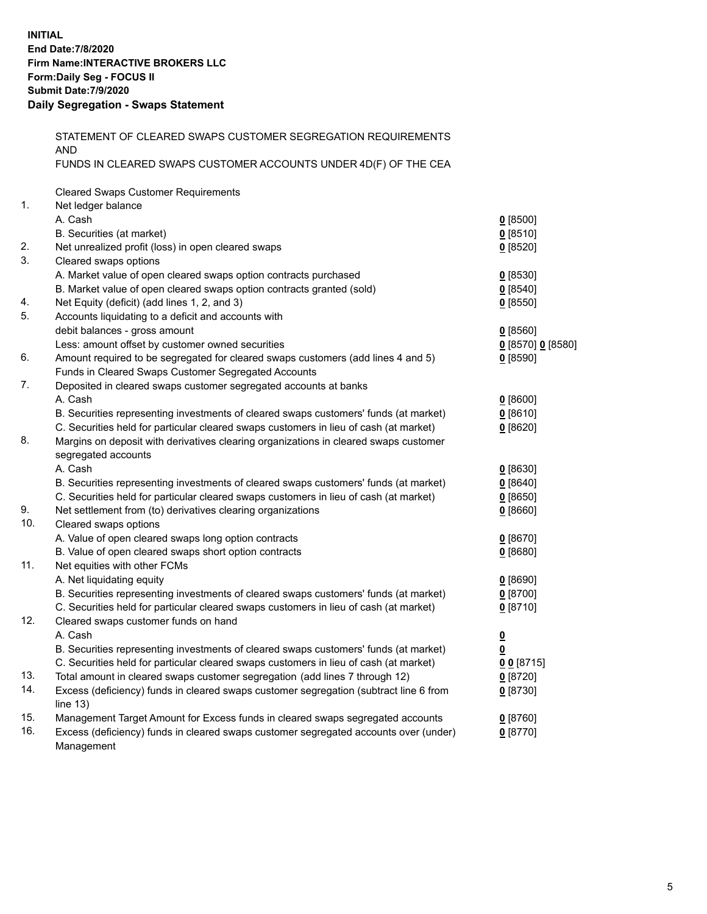**INITIAL**
**End Date:7/8/2020**
**Firm Name:INTERACTIVE BROKERS LLC**
**Form:Daily Seg - FOCUS II**
**Submit Date:7/9/2020**
**Daily Segregation - Swaps Statement**

STATEMENT OF CLEARED SWAPS CUSTOMER SEGREGATION REQUIREMENTS AND FUNDS IN CLEARED SWAPS CUSTOMER ACCOUNTS UNDER 4D(F) OF THE CEA

| | | |
|---|---|---|
| | Cleared Swaps Customer Requirements | |
| 1. | Net ledger balance | |
| | A. Cash | 0 [8500] |
| | B. Securities (at market) | 0 [8510] |
| 2. | Net unrealized profit (loss) in open cleared swaps | 0 [8520] |
| 3. | Cleared swaps options | |
| | A. Market value of open cleared swaps option contracts purchased | 0 [8530] |
| | B. Market value of open cleared swaps option contracts granted (sold) | 0 [8540] |
| 4. | Net Equity (deficit) (add lines 1, 2, and 3) | 0 [8550] |
| 5. | Accounts liquidating to a deficit and accounts with debit balances - gross amount | 0 [8560] |
| | Less: amount offset by customer owned securities | 0 [8570] 0 [8580] |
| 6. | Amount required to be segregated for cleared swaps customers (add lines 4 and 5) | 0 [8590] |
| | Funds in Cleared Swaps Customer Segregated Accounts | |
| 7. | Deposited in cleared swaps customer segregated accounts at banks | |
| | A. Cash | 0 [8600] |
| | B. Securities representing investments of cleared swaps customers' funds (at market) | 0 [8610] |
| | C. Securities held for particular cleared swaps customers in lieu of cash (at market) | 0 [8620] |
| 8. | Margins on deposit with derivatives clearing organizations in cleared swaps customer segregated accounts | |
| | A. Cash | 0 [8630] |
| | B. Securities representing investments of cleared swaps customers' funds (at market) | 0 [8640] |
| | C. Securities held for particular cleared swaps customers in lieu of cash (at market) | 0 [8650] |
| 9. | Net settlement from (to) derivatives clearing organizations | 0 [8660] |
| 10. | Cleared swaps options | |
| | A. Value of open cleared swaps long option contracts | 0 [8670] |
| | B. Value of open cleared swaps short option contracts | 0 [8680] |
| 11. | Net equities with other FCMs | |
| | A. Net liquidating equity | 0 [8690] |
| | B. Securities representing investments of cleared swaps customers' funds (at market) | 0 [8700] |
| | C. Securities held for particular cleared swaps customers in lieu of cash (at market) | 0 [8710] |
| 12. | Cleared swaps customer funds on hand | |
| | A. Cash | 0 |
| | B. Securities representing investments of cleared swaps customers' funds (at market) | 0 |
| | C. Securities held for particular cleared swaps customers in lieu of cash (at market) | 0 0 [8715] |
| 13. | Total amount in cleared swaps customer segregation (add lines 7 through 12) | 0 [8720] |
| 14. | Excess (deficiency) funds in cleared swaps customer segregation (subtract line 6 from line 13) | 0 [8730] |
| 15. | Management Target Amount for Excess funds in cleared swaps segregated accounts | 0 [8760] |
| 16. | Excess (deficiency) funds in cleared swaps customer segregated accounts over (under) Management | 0 [8770] |